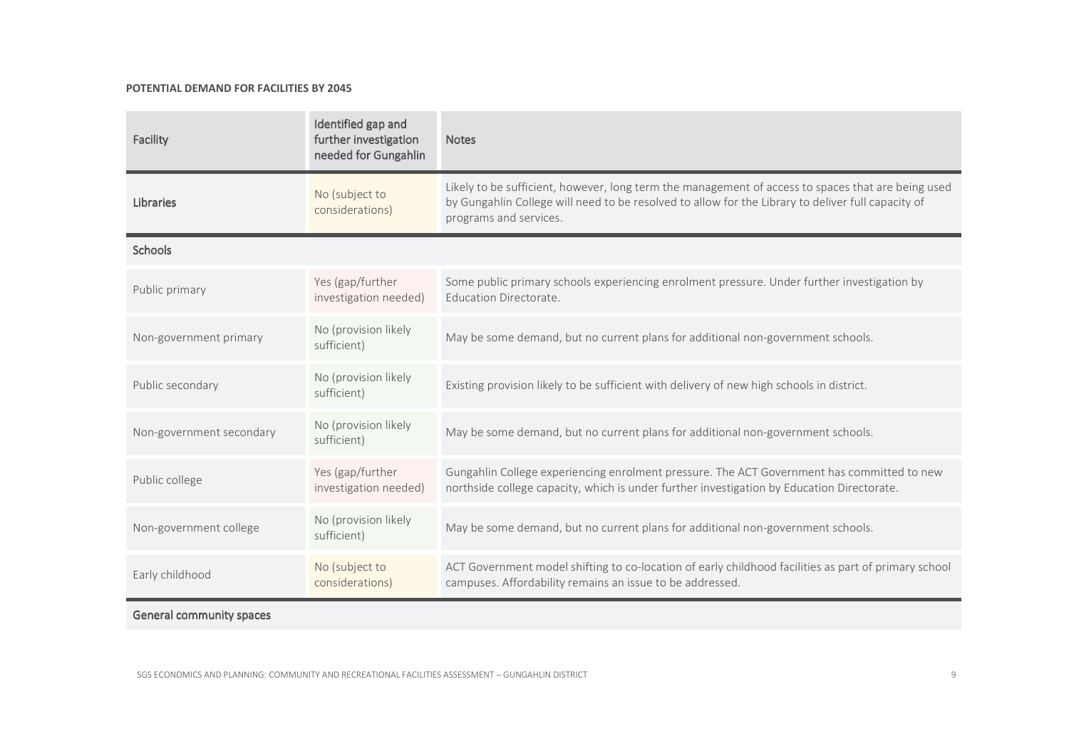**POTENTIAL DEMAND FOR FACILITIES BY 2045**

| Facility | Identified gap and further investigation needed for Gungahlin | Notes |
|---|---|---|
| **Libraries** | No (subject to considerations) | Likely to be sufficient, however, long term the management of access to spaces that are being used by Gungahlin College will need to be resolved to allow for the Library to deliver full capacity of programs and services. |
| **Schools** | | |
| Public primary | Yes (gap/further investigation needed) | Some public primary schools experiencing enrolment pressure. Under further investigation by Education Directorate. |
| Non-government primary | No (provision likely sufficient) | May be some demand, but no current plans for additional non-government schools. |
| Public secondary | No (provision likely sufficient) | Existing provision likely to be sufficient with delivery of new high schools in district. |
| Non-government secondary | No (provision likely sufficient) | May be some demand, but no current plans for additional non-government schools. |
| Public college | Yes (gap/further investigation needed) | Gungahlin College experiencing enrolment pressure. The ACT Government has committed to new northside college capacity, which is under further investigation by Education Directorate. |
| Non-government college | No (provision likely sufficient) | May be some demand, but no current plans for additional non-government schools. |
| Early childhood | No (subject to considerations) | ACT Government model shifting to co-location of early childhood facilities as part of primary school campuses. Affordability remains an issue to be addressed. |
| **General community spaces** | | |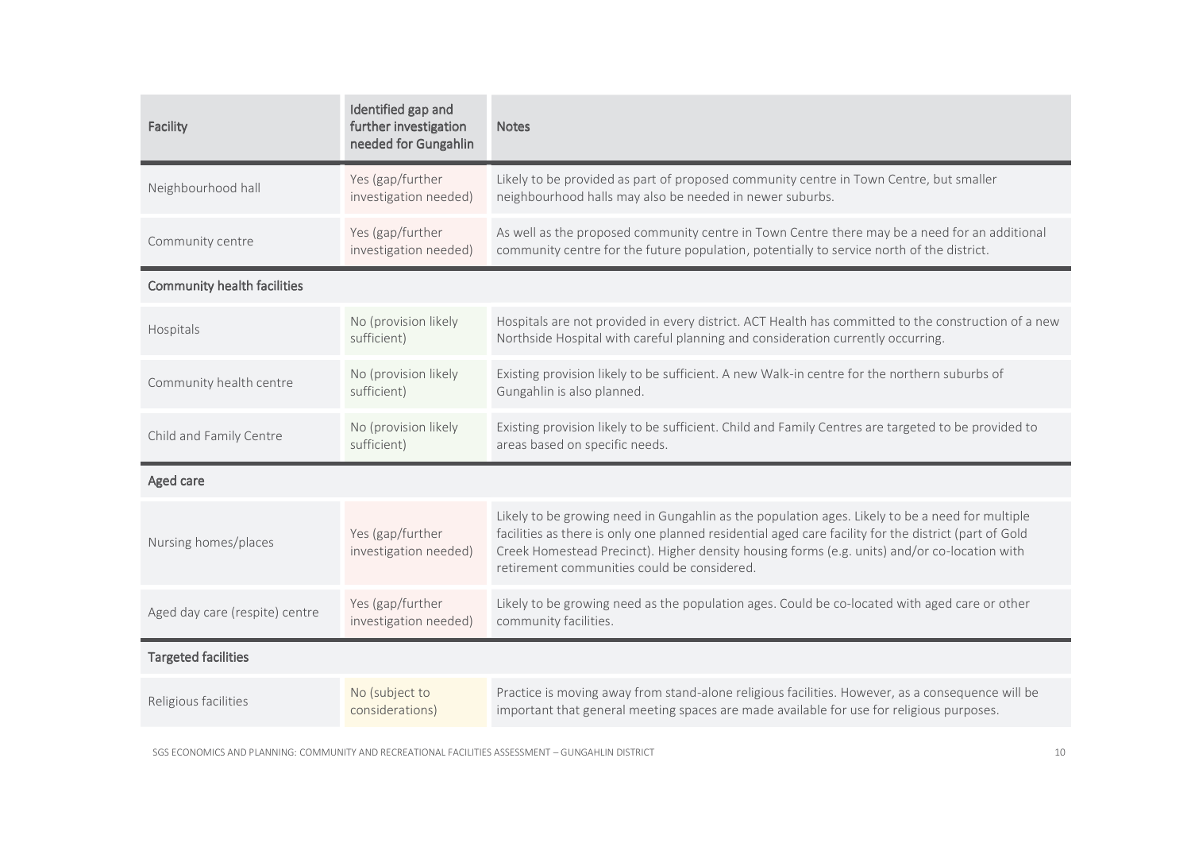| Facility | Identified gap and further investigation needed for Gungahlin | Notes |
|---|---|---|
| Neighbourhood hall | Yes (gap/further investigation needed) | Likely to be provided as part of proposed community centre in Town Centre, but smaller neighbourhood halls may also be needed in newer suburbs. |
| Community centre | Yes (gap/further investigation needed) | As well as the proposed community centre in Town Centre there may be a need for an additional community centre for the future population, potentially to service north of the district. |
| **Community health facilities** | | |
| Hospitals | No (provision likely sufficient) | Hospitals are not provided in every district. ACT Health has committed to the construction of a new Northside Hospital with careful planning and consideration currently occurring. |
| Community health centre | No (provision likely sufficient) | Existing provision likely to be sufficient. A new Walk-in centre for the northern suburbs of Gungahlin is also planned. |
| Child and Family Centre | No (provision likely sufficient) | Existing provision likely to be sufficient. Child and Family Centres are targeted to be provided to areas based on specific needs. |
| **Aged care** | | |
| Nursing homes/places | Yes (gap/further investigation needed) | Likely to be growing need in Gungahlin as the population ages. Likely to be a need for multiple facilities as there is only one planned residential aged care facility for the district (part of Gold Creek Homestead Precinct). Higher density housing forms (e.g. units) and/or co-location with retirement communities could be considered. |
| Aged day care (respite) centre | Yes (gap/further investigation needed) | Likely to be growing need as the population ages. Could be co-located with aged care or other community facilities. |
| **Targeted facilities** | | |
| Religious facilities | No (subject to considerations) | Practice is moving away from stand-alone religious facilities. However, as a consequence will be important that general meeting spaces are made available for use for religious purposes. |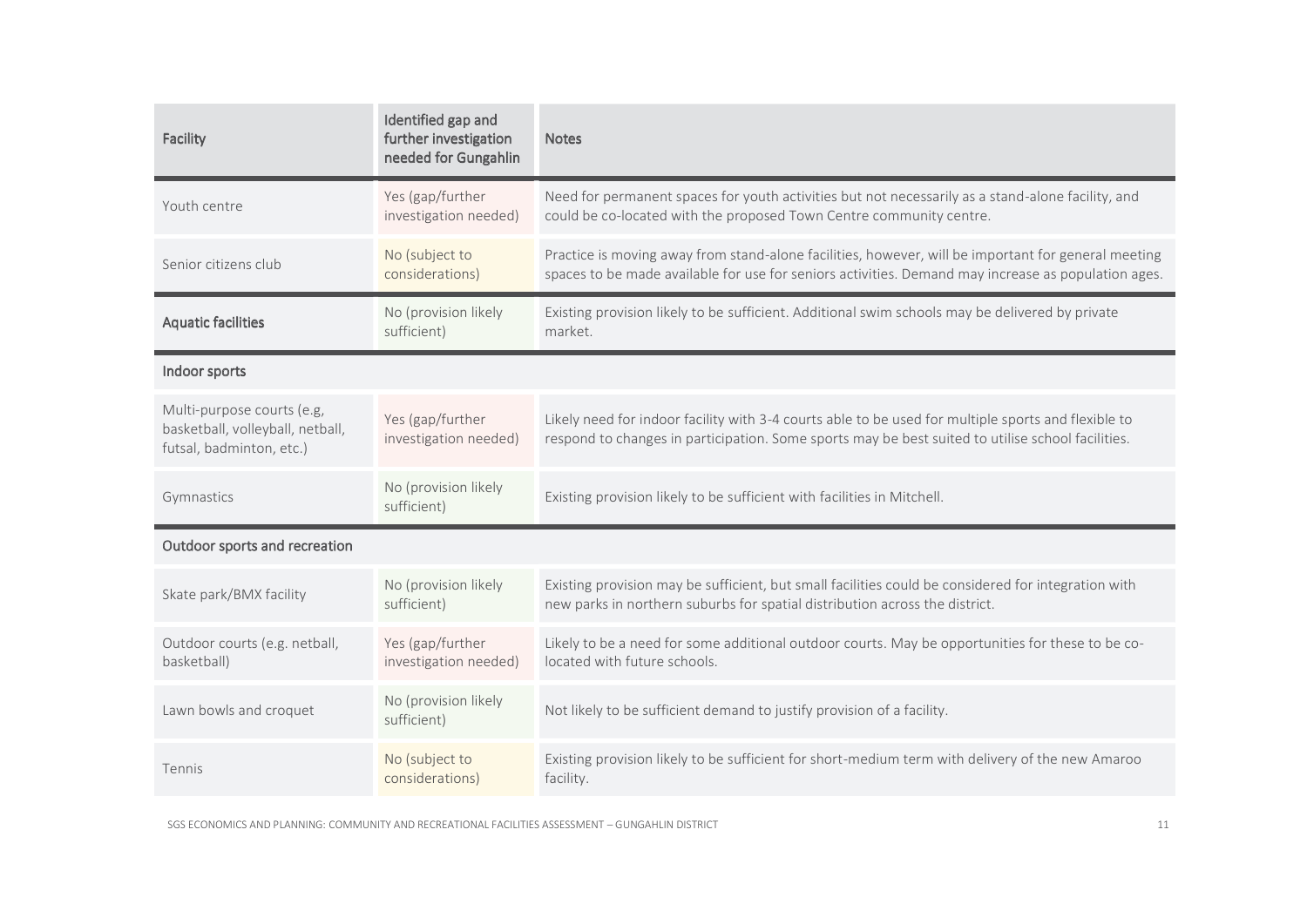| Facility | Identified gap and further investigation needed for Gungahlin | Notes |
| --- | --- | --- |
| Youth centre | Yes (gap/further investigation needed) | Need for permanent spaces for youth activities but not necessarily as a stand-alone facility, and could be co-located with the proposed Town Centre community centre. |
| Senior citizens club | No (subject to considerations) | Practice is moving away from stand-alone facilities, however, will be important for general meeting spaces to be made available for use for seniors activities. Demand may increase as population ages. |
| **Aquatic facilities** | No (provision likely sufficient) | Existing provision likely to be sufficient. Additional swim schools may be delivered by private market. |
| **Indoor sports** | | |
| Multi-purpose courts (e.g, basketball, volleyball, netball, futsal, badminton, etc.) | Yes (gap/further investigation needed) | Likely need for indoor facility with 3-4 courts able to be used for multiple sports and flexible to respond to changes in participation. Some sports may be best suited to utilise school facilities. |
| Gymnastics | No (provision likely sufficient) | Existing provision likely to be sufficient with facilities in Mitchell. |
| **Outdoor sports and recreation** | | |
| Skate park/BMX facility | No (provision likely sufficient) | Existing provision may be sufficient, but small facilities could be considered for integration with new parks in northern suburbs for spatial distribution across the district. |
| Outdoor courts (e.g. netball, basketball) | Yes (gap/further investigation needed) | Likely to be a need for some additional outdoor courts. May be opportunities for these to be co-located with future schools. |
| Lawn bowls and croquet | No (provision likely sufficient) | Not likely to be sufficient demand to justify provision of a facility. |
| Tennis | No (subject to considerations) | Existing provision likely to be sufficient for short-medium term with delivery of the new Amaroo facility. |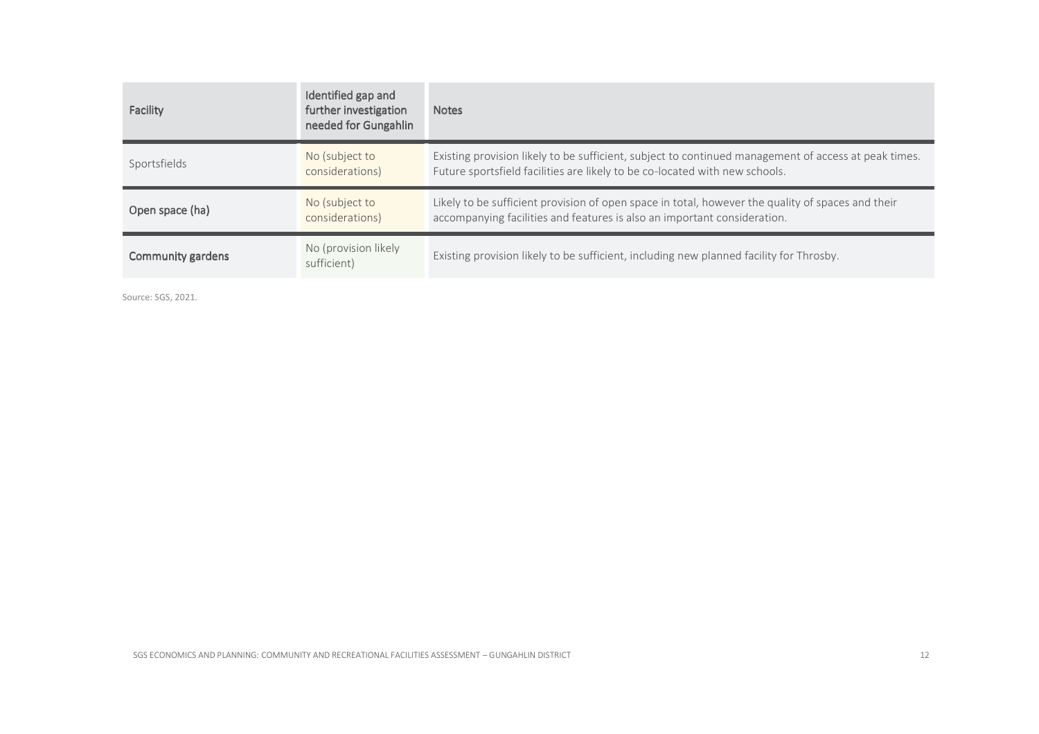| Facility | Identified gap and further investigation needed for Gungahlin | Notes |
|---|---|---|
| Sportsfields | No (subject to considerations) | Existing provision likely to be sufficient, subject to continued management of access at peak times. Future sportsfield facilities are likely to be co-located with new schools. |
| Open space (ha) | No (subject to considerations) | Likely to be sufficient provision of open space in total, however the quality of spaces and their accompanying facilities and features is also an important consideration. |
| Community gardens | No (provision likely sufficient) | Existing provision likely to be sufficient, including new planned facility for Throsby. |

Source: SGS, 2021.